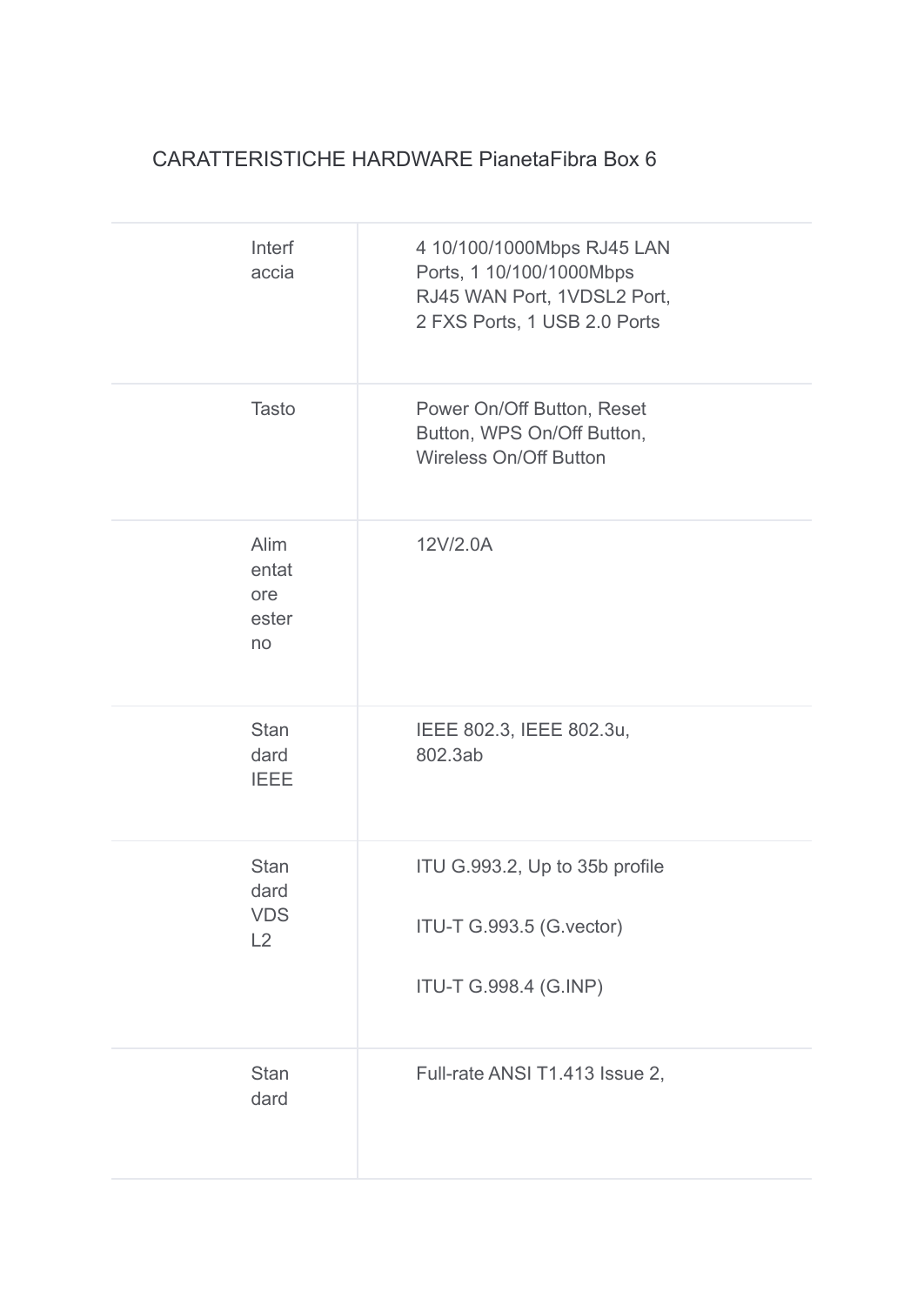CARATTERISTICHE HARDWARE PianetaFibra Box 6

| | |
|---|---|
| Interfaccia | 4 10/100/1000Mbps RJ45 LAN Ports, 1 10/100/1000Mbps RJ45 WAN Port, 1VDSL2 Port, 2 FXS Ports, 1 USB 2.0 Ports |
| Tasto | Power On/Off Button, Reset Button, WPS On/Off Button, Wireless On/Off Button |
| Alimentatore esterno | 12V/2.0A |
| Standard IEEE | IEEE 802.3, IEEE 802.3u, 802.3ab |
| Standard VDSL2 | ITU G.993.2, Up to 35b profile<br><br>ITU-T G.993.5 (G.vector)<br><br>ITU-T G.998.4 (G.INP) |
| Standard | Full-rate ANSI T1.413 Issue 2, |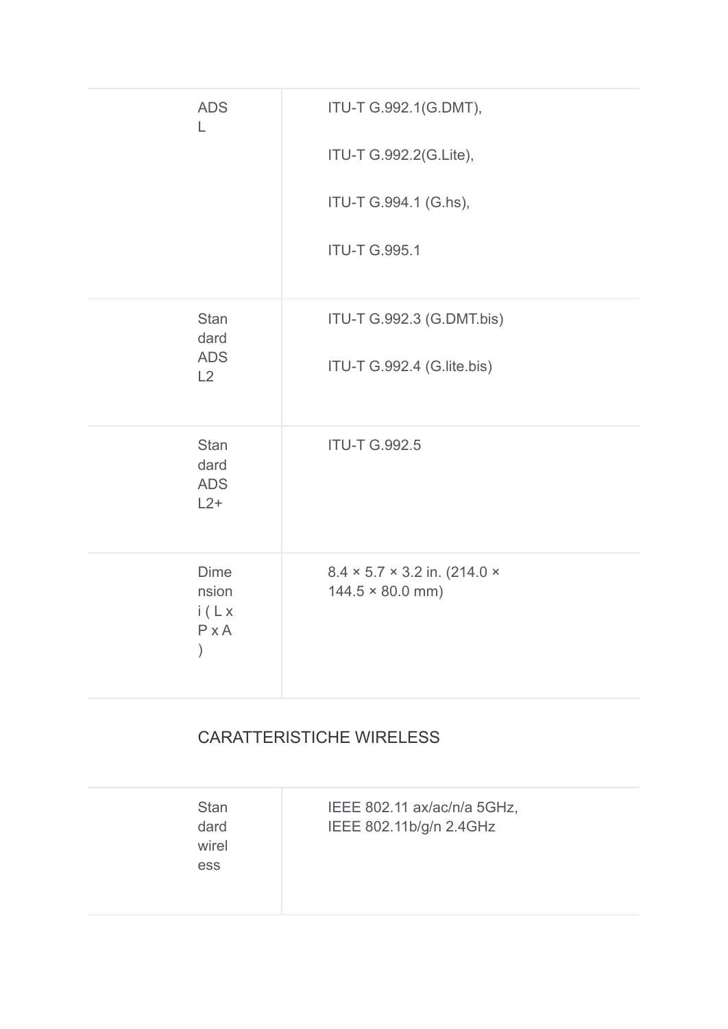| | |
|---|---|
| ADSL | ITU-T G.992.1(G.DMT),<br><br>ITU-T G.992.2(G.Lite),<br><br>ITU-T G.994.1 (G.hs),<br><br>ITU-T G.995.1 |
| Standard ADSL2 | ITU-T G.992.3 (G.DMT.bis)<br><br>ITU-T G.992.4 (G.lite.bis) |
| Standard ADSL2+ | ITU-T G.992.5 |
| Dimensioni ( L x P x A ) | 8.4 × 5.7 × 3.2 in. (214.0 × 144.5 × 80.0 mm) |

CARATTERISTICHE WIRELESS

| | |
|---|---|
| Standard wireless | IEEE 802.11 ax/ac/n/a 5GHz, IEEE 802.11b/g/n 2.4GHz |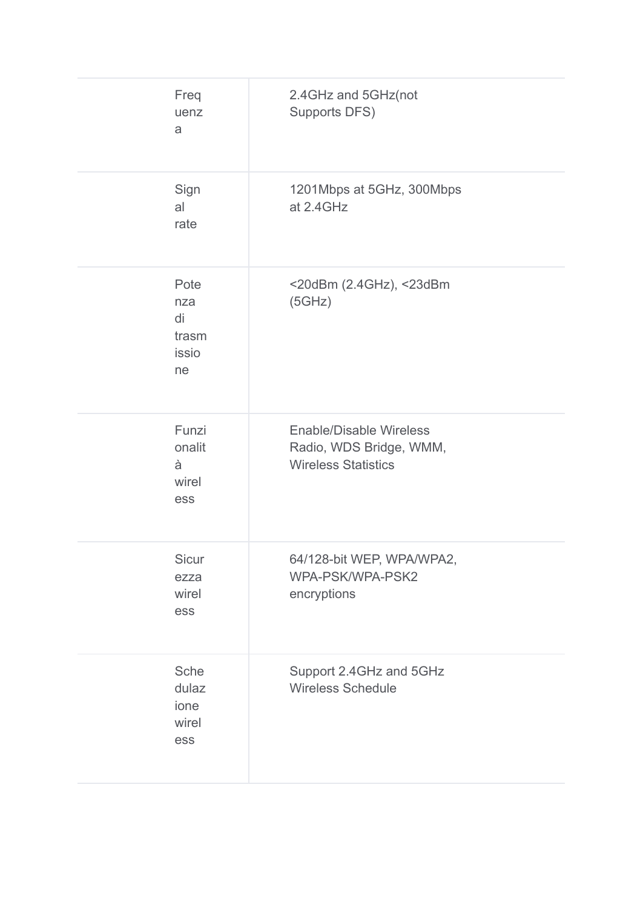| | |
|---|---|
| Frequenza | 2.4GHz and 5GHz(not Supports DFS) |
| Signal rate | 1201Mbps at 5GHz, 300Mbps at 2.4GHz |
| Potenza di trasmissione | <20dBm (2.4GHz), <23dBm (5GHz) |
| Funzionalità wireless | Enable/Disable Wireless Radio, WDS Bridge, WMM, Wireless Statistics |
| Sicurezza wireless | 64/128-bit WEP, WPA/WPA2, WPA-PSK/WPA-PSK2 encryptions |
| Schedulazione wireless | Support 2.4GHz and 5GHz Wireless Schedule |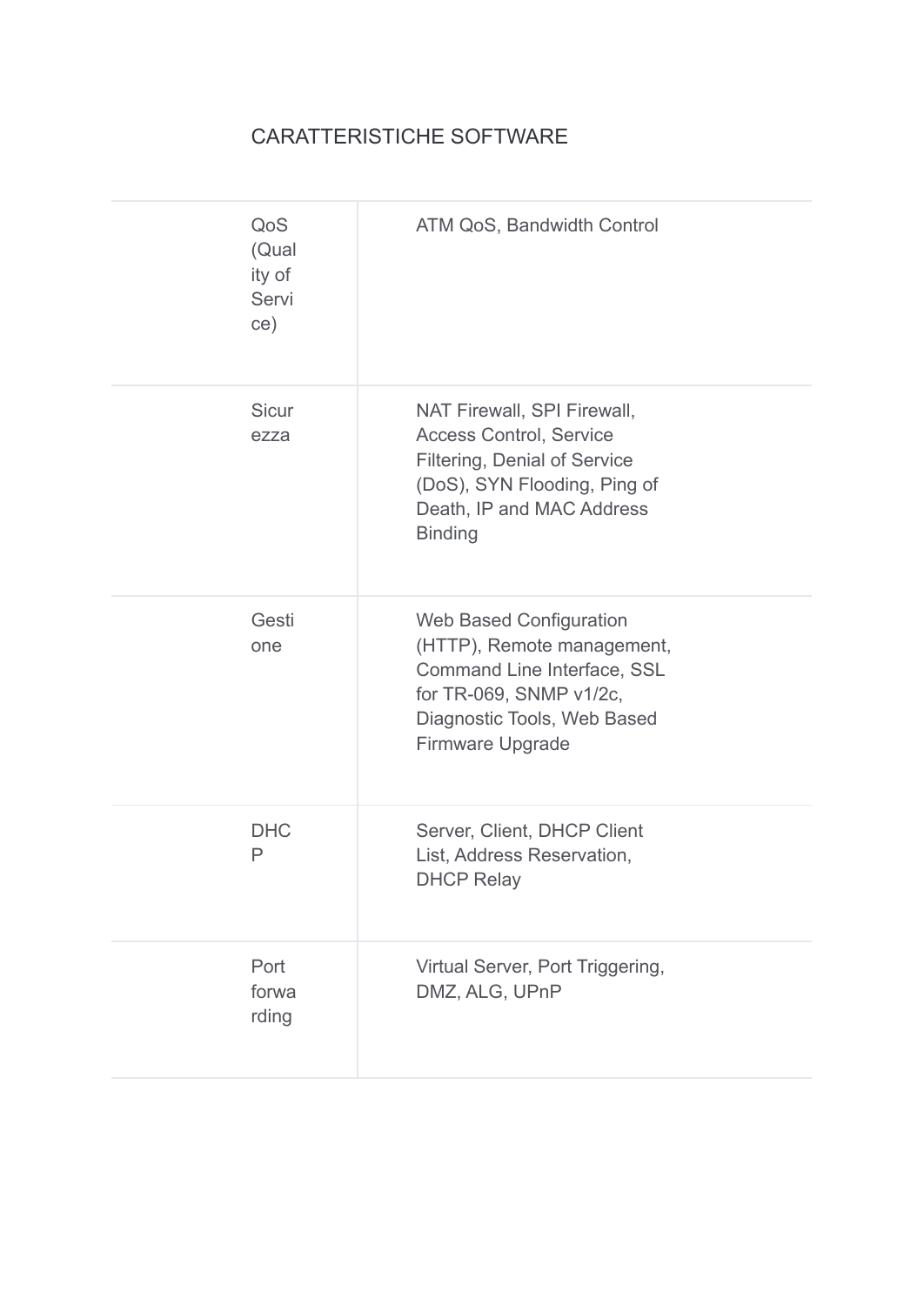## CARATTERISTICHE SOFTWARE

| | |
|---|---|
| QoS (Quality of Service) | ATM QoS, Bandwidth Control |
| Sicurezza | NAT Firewall, SPI Firewall, Access Control, Service Filtering, Denial of Service (DoS), SYN Flooding, Ping of Death, IP and MAC Address Binding |
| Gestione | Web Based Configuration (HTTP), Remote management, Command Line Interface, SSL for TR-069, SNMP v1/2c, Diagnostic Tools, Web Based Firmware Upgrade |
| DHCP | Server, Client, DHCP Client List, Address Reservation, DHCP Relay |
| Port forwarding | Virtual Server, Port Triggering, DMZ, ALG, UPnP |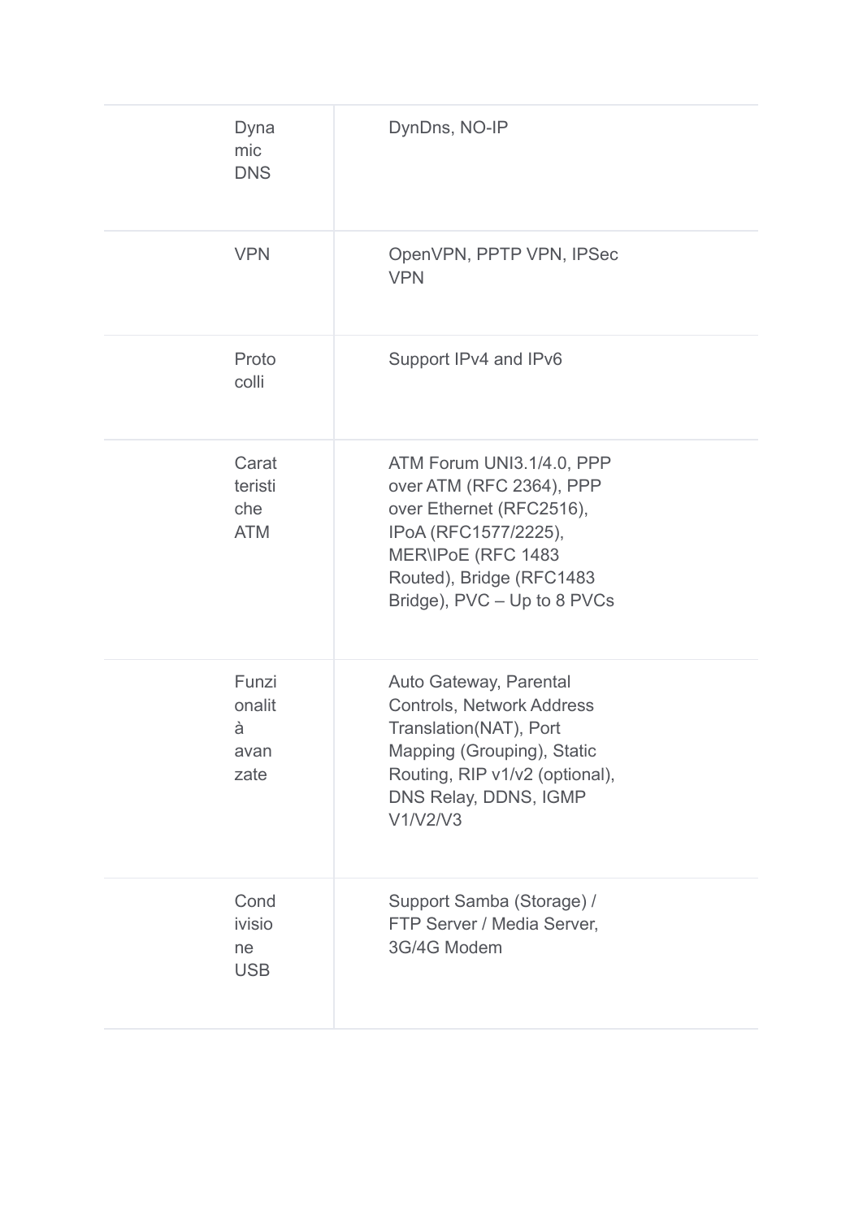| | |
|---|---|
| Dynamic DNS | DynDns, NO-IP |
| VPN | OpenVPN, PPTP VPN, IPSec VPN |
| Protocolli | Support IPv4 and IPv6 |
| Caratteristiche ATM | ATM Forum UNI3.1/4.0, PPP over ATM (RFC 2364), PPP over Ethernet (RFC2516), IPoA (RFC1577/2225), MER\IPoE (RFC 1483 Routed), Bridge (RFC1483 Bridge), PVC – Up to 8 PVCs |
| Funzionalità avanzate | Auto Gateway, Parental Controls, Network Address Translation(NAT), Port Mapping (Grouping), Static Routing, RIP v1/v2 (optional), DNS Relay, DDNS, IGMP V1/V2/V3 |
| Condivisione USB | Support Samba (Storage) / FTP Server / Media Server, 3G/4G Modem |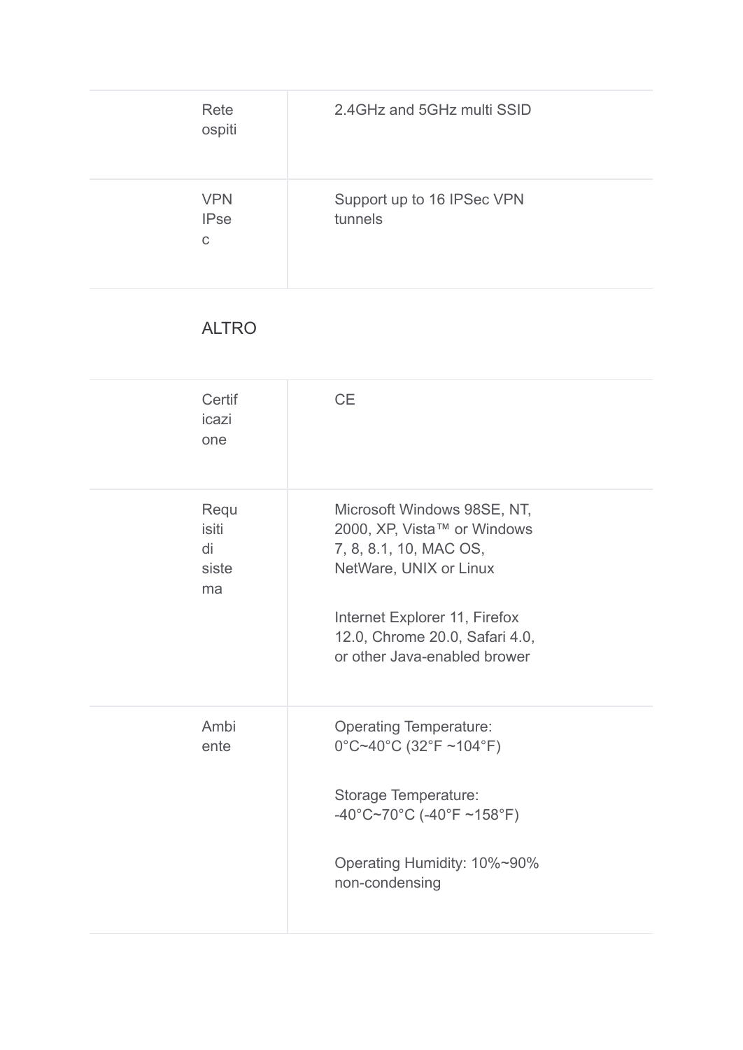| | |
|---|---|
| Rete ospiti | 2.4GHz and 5GHz multi SSID |
| VPN IPsec | Support up to 16 IPSec VPN tunnels |

## ALTRO

| | |
|---|---|
| Certificazione | CE |
| Requisiti di sistema | Microsoft Windows 98SE, NT, 2000, XP, Vista™ or Windows 7, 8, 8.1, 10, MAC OS, NetWare, UNIX or Linux<br><br>Internet Explorer 11, Firefox 12.0, Chrome 20.0, Safari 4.0, or other Java-enabled brower |
| Ambiente | Operating Temperature: 0°C~40°C (32°F ~104°F)<br><br>Storage Temperature: -40°C~70°C (-40°F ~158°F)<br><br>Operating Humidity: 10%~90% non-condensing |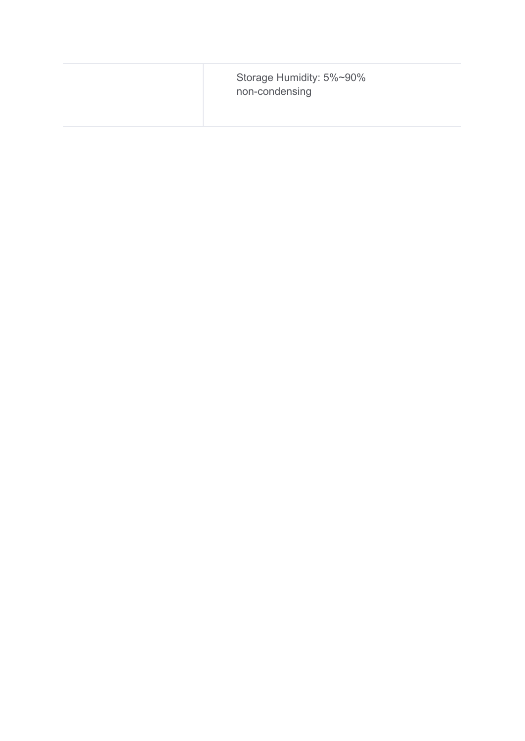| | |
|---|---|
| | Storage Humidity: 5%~90% non-condensing |